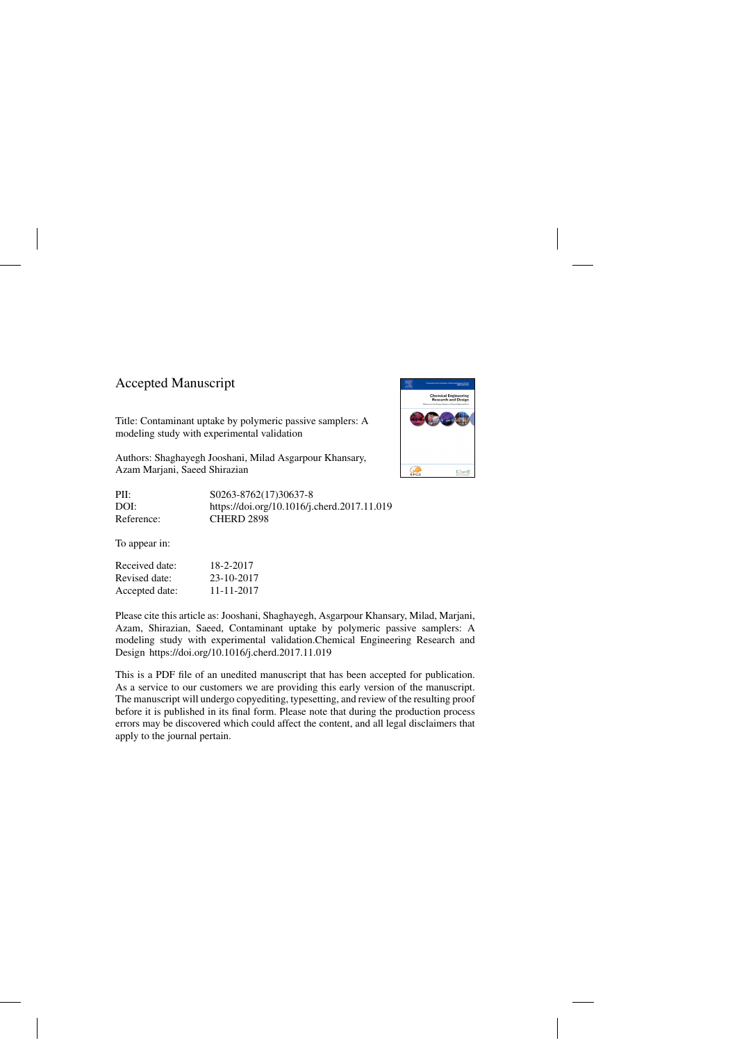## Accepted Manuscript

Title: Contaminant uptake by polymeric passive samplers: A modeling study with experimental validation

Authors: Shaghayegh Jooshani, Milad Asgarpour Khansary, Azam Marjani, Saeed Shirazian

| | |
|---|---|
| PII: | S0263-8762(17)30637-8 |
| DOI: | https://doi.org/10.1016/j.cherd.2017.11.019 |
| Reference: | CHERD 2898 |

To appear in:

| | |
|---|---|
| Received date: | 18-2-2017 |
| Revised date: | 23-10-2017 |
| Accepted date: | 11-11-2017 |

Please cite this article as: Jooshani, Shaghayegh, Asgarpour Khansary, Milad, Marjani, Azam, Shirazian, Saeed, Contaminant uptake by polymeric passive samplers: A modeling study with experimental validation.Chemical Engineering Research and Design https://doi.org/10.1016/j.cherd.2017.11.019

This is a PDF file of an unedited manuscript that has been accepted for publication. As a service to our customers we are providing this early version of the manuscript. The manuscript will undergo copyediting, typesetting, and review of the resulting proof before it is published in its final form. Please note that during the production process errors may be discovered which could affect the content, and all legal disclaimers that apply to the journal pertain.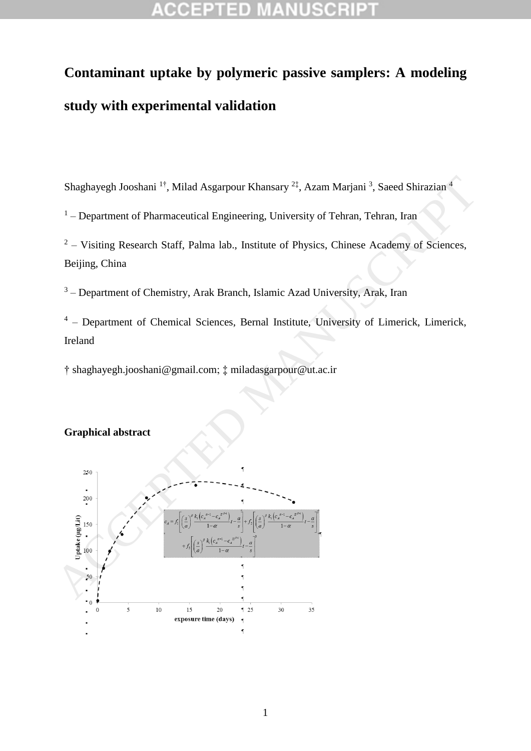# Contaminant uptake by polymeric passive samplers: A modeling study with experimental validation

Shaghayegh Jooshani [1†], Milad Asgarpour Khansary [2‡], Azam Marjani [3], Saeed Shirazian [4]

[1] – Department of Pharmaceutical Engineering, University of Tehran, Tehran, Iran

[2] – Visiting Research Staff, Palma lab., Institute of Physics, Chinese Academy of Sciences, Beijing, China

[3] – Department of Chemistry, Arak Branch, Islamic Azad University, Arak, Iran

[4] – Department of Chemical Sciences, Bernal Institute, University of Limerick, Limerick, Ireland

† shaghayegh.jooshani@gmail.com; ‡ miladasgarpour@ut.ac.ir

**Graphical abstract**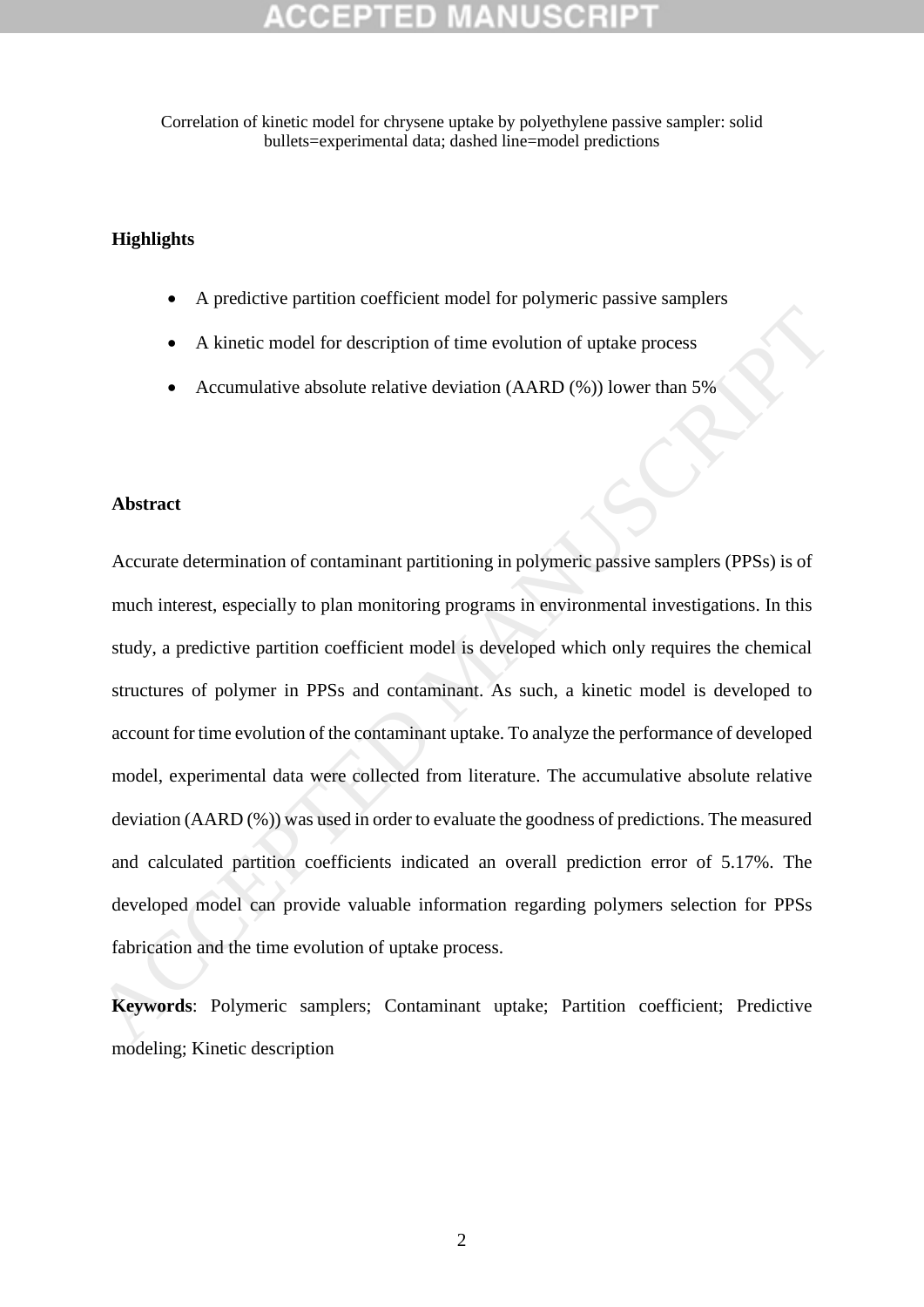Correlation of kinetic model for chrysene uptake by polyethylene passive sampler: solid bullets=experimental data; dashed line=model predictions

**Highlights**

- A predictive partition coefficient model for polymeric passive samplers
- A kinetic model for description of time evolution of uptake process
- Accumulative absolute relative deviation (AARD (%)) lower than 5%

**Abstract**

Accurate determination of contaminant partitioning in polymeric passive samplers (PPSs) is of much interest, especially to plan monitoring programs in environmental investigations. In this study, a predictive partition coefficient model is developed which only requires the chemical structures of polymer in PPSs and contaminant. As such, a kinetic model is developed to account for time evolution of the contaminant uptake. To analyze the performance of developed model, experimental data were collected from literature. The accumulative absolute relative deviation (AARD (%)) was used in order to evaluate the goodness of predictions. The measured and calculated partition coefficients indicated an overall prediction error of 5.17%. The developed model can provide valuable information regarding polymers selection for PPSs fabrication and the time evolution of uptake process.

**Keywords**: Polymeric samplers; Contaminant uptake; Partition coefficient; Predictive modeling; Kinetic description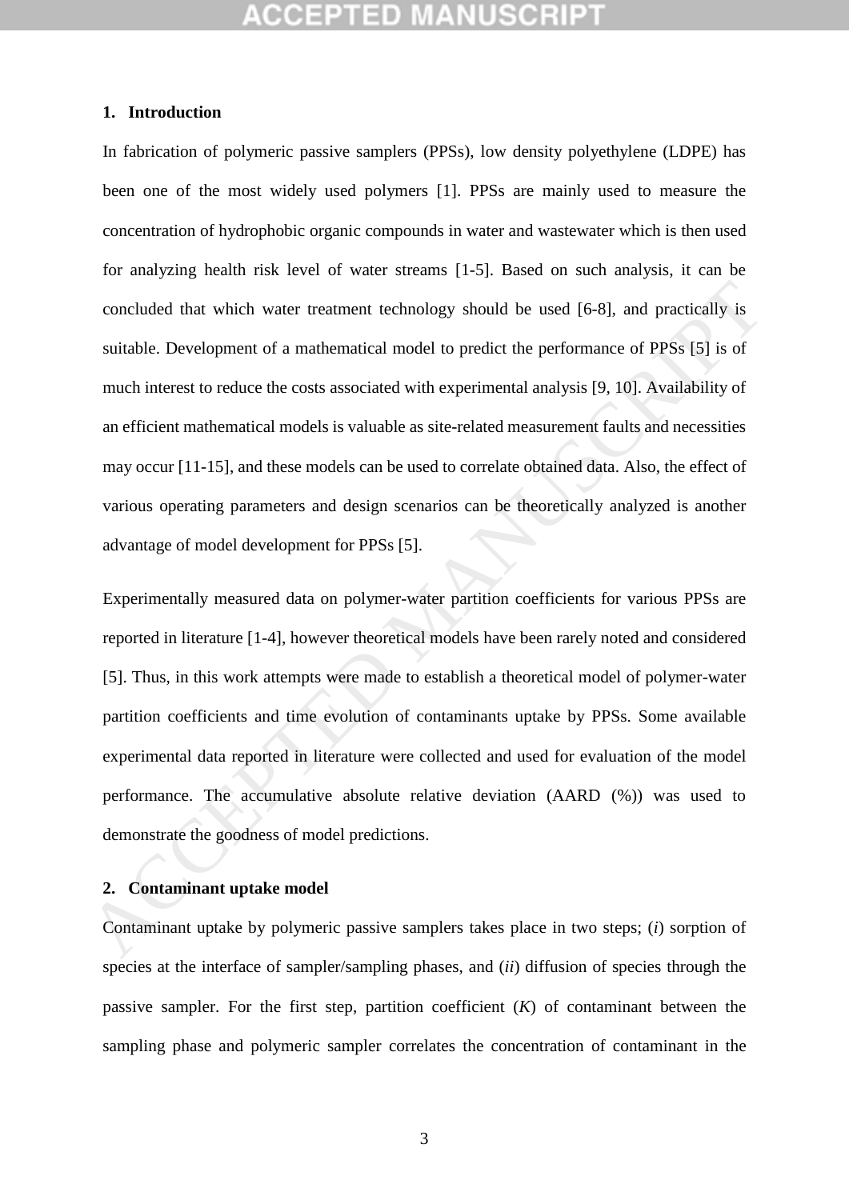## 1. Introduction

In fabrication of polymeric passive samplers (PPSs), low density polyethylene (LDPE) has been one of the most widely used polymers [1]. PPSs are mainly used to measure the concentration of hydrophobic organic compounds in water and wastewater which is then used for analyzing health risk level of water streams [1-5]. Based on such analysis, it can be concluded that which water treatment technology should be used [6-8], and practically is suitable. Development of a mathematical model to predict the performance of PPSs [5] is of much interest to reduce the costs associated with experimental analysis [9, 10]. Availability of an efficient mathematical models is valuable as site-related measurement faults and necessities may occur [11-15], and these models can be used to correlate obtained data. Also, the effect of various operating parameters and design scenarios can be theoretically analyzed is another advantage of model development for PPSs [5].

Experimentally measured data on polymer-water partition coefficients for various PPSs are reported in literature [1-4], however theoretical models have been rarely noted and considered [5]. Thus, in this work attempts were made to establish a theoretical model of polymer-water partition coefficients and time evolution of contaminants uptake by PPSs. Some available experimental data reported in literature were collected and used for evaluation of the model performance. The accumulative absolute relative deviation (AARD (%)) was used to demonstrate the goodness of model predictions.

## 2. Contaminant uptake model

Contaminant uptake by polymeric passive samplers takes place in two steps; (*i*) sorption of species at the interface of sampler/sampling phases, and (*ii*) diffusion of species through the passive sampler. For the first step, partition coefficient ($K$) of contaminant between the sampling phase and polymeric sampler correlates the concentration of contaminant in the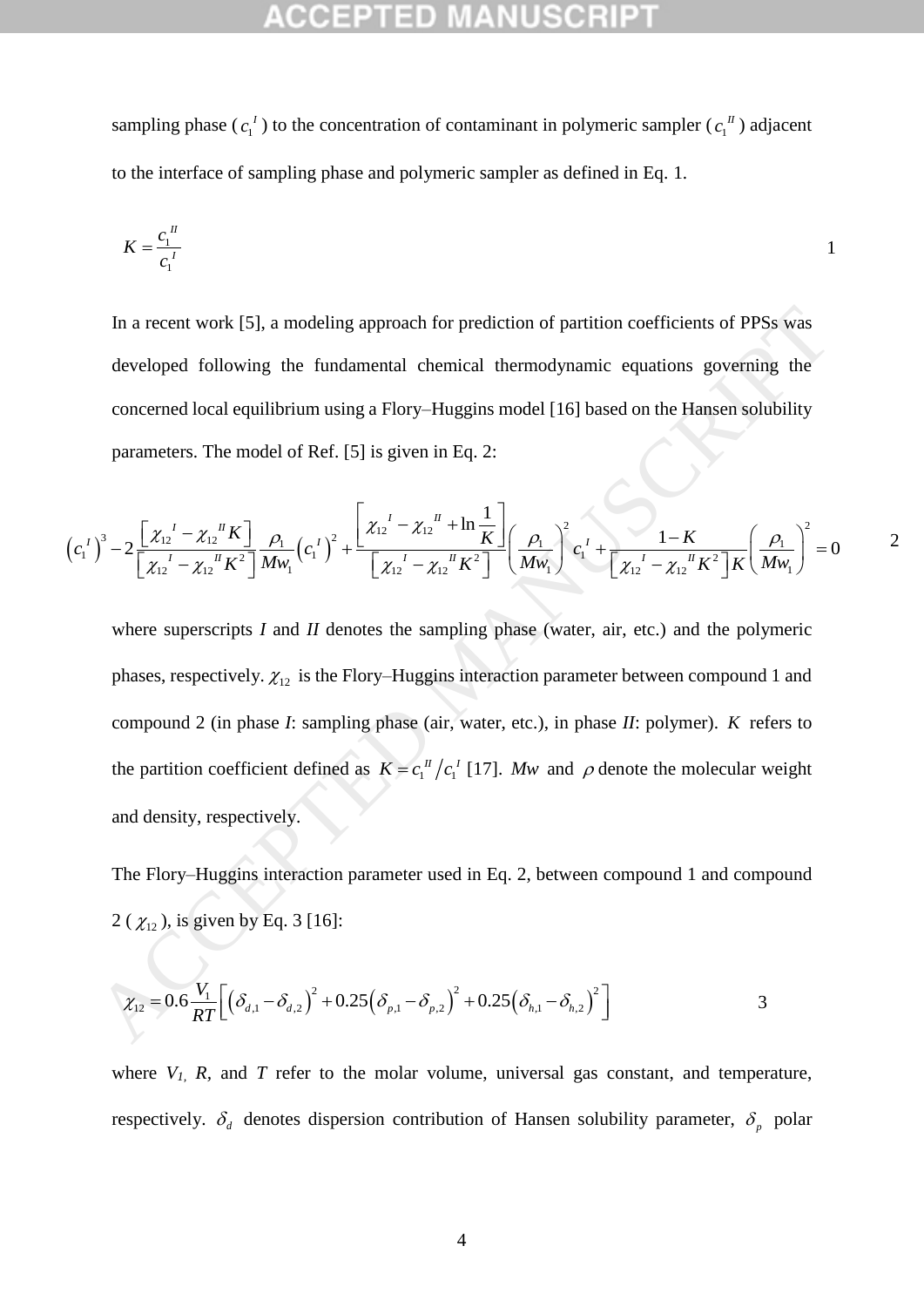sampling phase ($c_1^{\,I}$) to the concentration of contaminant in polymeric sampler ($c_1^{\,II}$) adjacent to the interface of sampling phase and polymeric sampler as defined in Eq. 1.

$$K = \frac{c_1^{\,II}}{c_1^{\,I}} \qquad (1)$$

In a recent work [5], a modeling approach for prediction of partition coefficients of PPSs was developed following the fundamental chemical thermodynamic equations governing the concerned local equilibrium using a Flory–Huggins model [16] based on the Hansen solubility parameters. The model of Ref. [5] is given in Eq. 2:

$$\left(c_1^{\,I}\right)^3 - 2\frac{\left[\chi_{12}^{\,I} - \chi_{12}^{\,II} K\right]}{\left[\chi_{12}^{\,I} - \chi_{12}^{\,II} K^2\right]}\frac{\rho_1}{Mw_1}\left(c_1^{\,I}\right)^2 + \frac{\left[\chi_{12}^{\,I} - \chi_{12}^{\,II} + \ln\dfrac{1}{K}\right]}{\left[\chi_{12}^{\,I} - \chi_{12}^{\,II} K^2\right]}\left(\frac{\rho_1}{Mw_1}\right)^2 c_1^{\,I} + \frac{1-K}{\left[\chi_{12}^{\,I} - \chi_{12}^{\,II} K^2\right]K}\left(\frac{\rho_1}{Mw_1}\right)^2 = 0 \qquad (2)$$

where superscripts *I* and *II* denotes the sampling phase (water, air, etc.) and the polymeric phases, respectively. $\chi_{12}$ is the Flory–Huggins interaction parameter between compound 1 and compound 2 (in phase *I*: sampling phase (air, water, etc.), in phase *II*: polymer). $K$ refers to the partition coefficient defined as $K = c_1^{\,II}/c_1^{\,I}$ [17]. $Mw$ and $\rho$ denote the molecular weight and density, respectively.

The Flory–Huggins interaction parameter used in Eq. 2, between compound 1 and compound 2 ($\chi_{12}$), is given by Eq. 3 [16]:

$$\chi_{12} = 0.6\frac{V_1}{RT}\left[\left(\delta_{d,1} - \delta_{d,2}\right)^2 + 0.25\left(\delta_{p,1} - \delta_{p,2}\right)^2 + 0.25\left(\delta_{h,1} - \delta_{h,2}\right)^2\right] \qquad (3)$$

where $V_1$, $R$, and $T$ refer to the molar volume, universal gas constant, and temperature, respectively. $\delta_d$ denotes dispersion contribution of Hansen solubility parameter, $\delta_p$ polar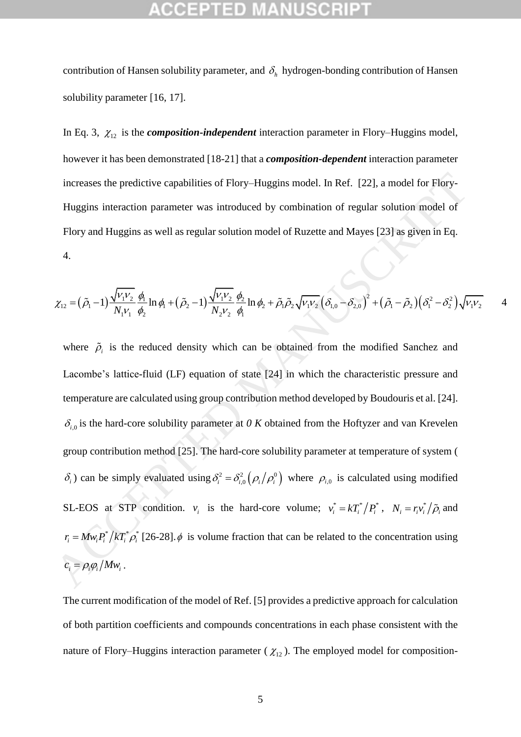contribution of Hansen solubility parameter, and $\delta_h$ hydrogen-bonding contribution of Hansen solubility parameter [16, 17].

In Eq. 3, $\chi_{12}$ is the ***composition-independent*** interaction parameter in Flory–Huggins model, however it has been demonstrated [18-21] that a ***composition-dependent*** interaction parameter increases the predictive capabilities of Flory–Huggins model. In Ref. [22], a model for Flory-Huggins interaction parameter was introduced by combination of regular solution model of Flory and Huggins as well as regular solution model of Ruzette and Mayes [23] as given in Eq. 4.

$$\chi_{12} = \left(\tilde{\rho}_1 - 1\right)\frac{\sqrt{\nu_1\nu_2}}{N_1\nu_1}\frac{\phi_1}{\phi_2}\ln\phi_1 + \left(\tilde{\rho}_2 - 1\right)\frac{\sqrt{\nu_1\nu_2}}{N_2\nu_2}\frac{\phi_2}{\phi_1}\ln\phi_2 + \tilde{\rho}_1\tilde{\rho}_2\sqrt{\nu_1\nu_2}\left(\delta_{1,0} - \delta_{2,0}\right)^2 + \left(\tilde{\rho}_1 - \tilde{\rho}_2\right)\left(\delta_1^2 - \delta_2^2\right)\sqrt{\nu_1\nu_2} \quad (4)$$

where $\tilde{\rho}_i$ is the reduced density which can be obtained from the modified Sanchez and Lacombe's lattice-fluid (LF) equation of state [24] in which the characteristic pressure and temperature are calculated using group contribution method developed by Boudouris et al. [24]. $\delta_{i,0}$ is the hard-core solubility parameter at *0 K* obtained from the Hoftyzer and van Krevelen group contribution method [25]. The hard-core solubility parameter at temperature of system ($\delta_i$) can be simply evaluated using $\delta_i^2 = \delta_{i,0}^2\left(\rho_i/\rho_i^0\right)$ where $\rho_{i,0}$ is calculated using modified SL-EOS at STP condition. $\nu_i$ is the hard-core volume; $v_i^* = kT_i^*/P_i^*$, $N_i = r_i v_i^*/\tilde{\rho}_i$ and $r_i = Mw_i P_i^*/kT_i^*\rho_i^*$ [26-28]. $\phi$ is volume fraction that can be related to the concentration using $c_i = \rho_i\varphi_i/Mw_i$.

The current modification of the model of Ref. [5] provides a predictive approach for calculation of both partition coefficients and compounds concentrations in each phase consistent with the nature of Flory–Huggins interaction parameter ($\chi_{12}$). The employed model for composition-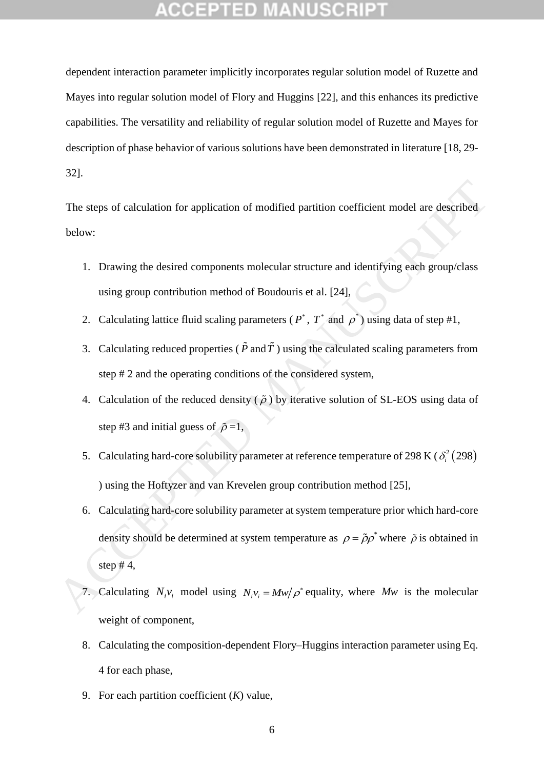dependent interaction parameter implicitly incorporates regular solution model of Ruzette and Mayes into regular solution model of Flory and Huggins [22], and this enhances its predictive capabilities. The versatility and reliability of regular solution model of Ruzette and Mayes for description of phase behavior of various solutions have been demonstrated in literature [18, 29-32].

The steps of calculation for application of modified partition coefficient model are described below:

1. Drawing the desired components molecular structure and identifying each group/class using group contribution method of Boudouris et al. [24],
2. Calculating lattice fluid scaling parameters ($P^*$, $T^*$ and $\rho^*$) using data of step #1,
3. Calculating reduced properties ($\tilde{P}$ and $\tilde{T}$) using the calculated scaling parameters from step # 2 and the operating conditions of the considered system,
4. Calculation of the reduced density ($\tilde{\rho}$) by iterative solution of SL-EOS using data of step #3 and initial guess of $\tilde{\rho}$ =1,
5. Calculating hard-core solubility parameter at reference temperature of 298 K ($\delta_i^2(298)$) using the Hoftyzer and van Krevelen group contribution method [25],
6. Calculating hard-core solubility parameter at system temperature prior which hard-core density should be determined at system temperature as $\rho = \tilde{\rho}\rho^*$ where $\tilde{\rho}$ is obtained in step # 4,
7. Calculating $N_i v_i$ model using $N_i v_i = Mw/\rho^*$ equality, where $Mw$ is the molecular weight of component,
8. Calculating the composition-dependent Flory–Huggins interaction parameter using Eq. 4 for each phase,
9. For each partition coefficient ($K$) value,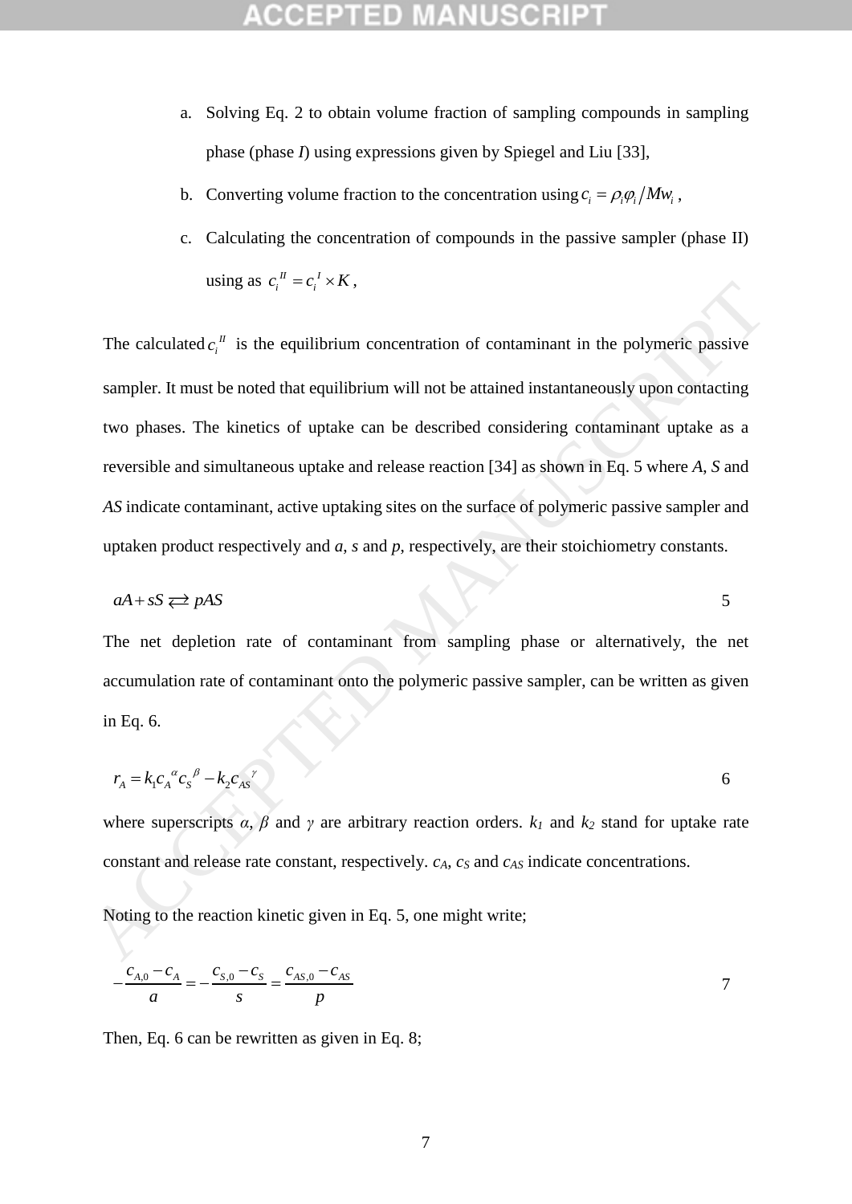a. Solving Eq. 2 to obtain volume fraction of sampling compounds in sampling phase (phase *I*) using expressions given by Spiegel and Liu [33],

b. Converting volume fraction to the concentration using $c_i = \rho_i \varphi_i / Mw_i$ ,

c. Calculating the concentration of compounds in the passive sampler (phase II) using as $c_i^{II} = c_i^{I} \times K$ ,

The calculated $c_i^{II}$ is the equilibrium concentration of contaminant in the polymeric passive sampler. It must be noted that equilibrium will not be attained instantaneously upon contacting two phases. The kinetics of uptake can be described considering contaminant uptake as a reversible and simultaneous uptake and release reaction [34] as shown in Eq. 5 where *A*, *S* and *AS* indicate contaminant, active uptaking sites on the surface of polymeric passive sampler and uptaken product respectively and *a*, *s* and *p*, respectively, are their stoichiometry constants.

$$aA + sS \rightleftarrows pAS \tag{5}$$

The net depletion rate of contaminant from sampling phase or alternatively, the net accumulation rate of contaminant onto the polymeric passive sampler, can be written as given in Eq. 6.

$$r_A = k_1 c_A^{\alpha} c_S^{\beta} - k_2 c_{AS}^{\gamma} \tag{6}$$

where superscripts $\alpha$, $\beta$ and $\gamma$ are arbitrary reaction orders. $k_1$ and $k_2$ stand for uptake rate constant and release rate constant, respectively. $c_A$, $c_S$ and $c_{AS}$ indicate concentrations.

Noting to the reaction kinetic given in Eq. 5, one might write;

$$-\frac{c_{A,0} - c_A}{a} = -\frac{c_{S,0} - c_S}{s} = \frac{c_{AS,0} - c_{AS}}{p} \tag{7}$$

Then, Eq. 6 can be rewritten as given in Eq. 8;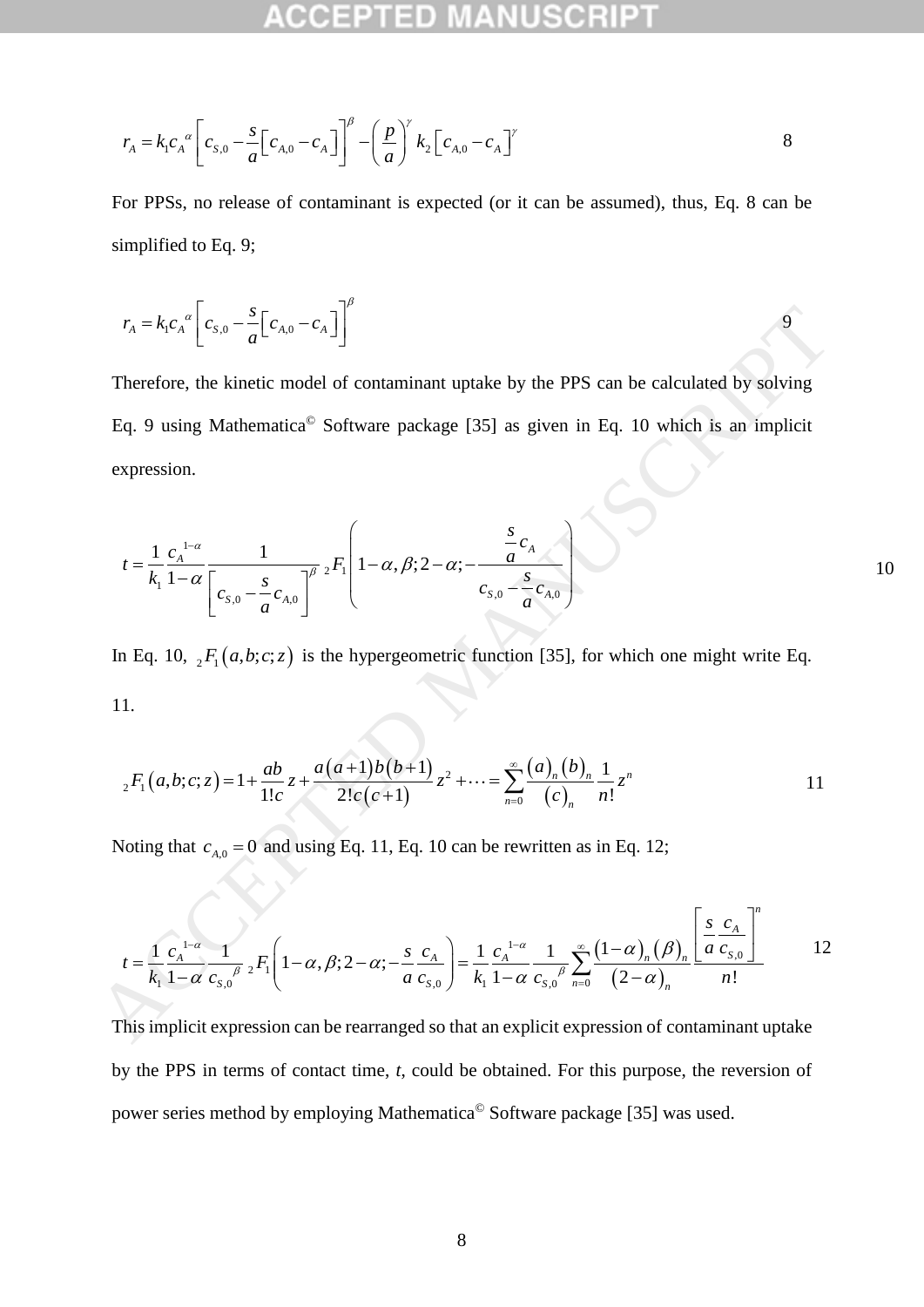$$r_A = k_1 {c_A}^{\alpha} \left[ c_{S,0} - \frac{s}{a} \left[ c_{A,0} - c_A \right] \right]^{\beta} - \left( \frac{p}{a} \right)^{\gamma} k_2 \left[ c_{A,0} - c_A \right]^{\gamma} \tag{8}$$

For PPSs, no release of contaminant is expected (or it can be assumed), thus, Eq. 8 can be simplified to Eq. 9;

$$r_A = k_1 {c_A}^{\alpha} \left[ c_{S,0} - \frac{s}{a} \left[ c_{A,0} - c_A \right] \right]^{\beta} \tag{9}$$

Therefore, the kinetic model of contaminant uptake by the PPS can be calculated by solving Eq. 9 using Mathematica© Software package [35] as given in Eq. 10 which is an implicit expression.

$$t = \frac{1}{k_1} \frac{{c_A}^{1-\alpha}}{1-\alpha} \frac{1}{\left[ c_{S,0} - \frac{s}{a} c_{A,0} \right]^{\beta}} {}_2F_1 \left( 1-\alpha, \beta; 2-\alpha; -\frac{\frac{s}{a} c_A}{c_{S,0} - \frac{s}{a} c_{A,0}} \right) \tag{10}$$

In Eq. 10, ${}_2F_1(a,b;c;z)$ is the hypergeometric function [35], for which one might write Eq. 11.

$${}_2F_1(a,b;c;z) = 1 + \frac{ab}{1!c} z + \frac{a(a+1)b(b+1)}{2!c(c+1)} z^2 + \cdots = \sum_{n=0}^{\infty} \frac{(a)_n (b)_n}{(c)_n} \frac{1}{n!} z^n \tag{11}$$

Noting that $c_{A,0} = 0$ and using Eq. 11, Eq. 10 can be rewritten as in Eq. 12;

$$t = \frac{1}{k_1} \frac{{c_A}^{1-\alpha}}{1-\alpha} \frac{1}{{c_{S,0}}^{\beta}} {}_2F_1 \left( 1-\alpha, \beta; 2-\alpha; -\frac{s}{a} \frac{c_A}{c_{S,0}} \right) = \frac{1}{k_1} \frac{{c_A}^{1-\alpha}}{1-\alpha} \frac{1}{{c_{S,0}}^{\beta}} \sum_{n=0}^{\infty} \frac{(1-\alpha)_n (\beta)_n}{(2-\alpha)_n} \frac{\left[ \frac{s}{a} \frac{c_A}{c_{S,0}} \right]^n}{n!} \tag{12}$$

This implicit expression can be rearranged so that an explicit expression of contaminant uptake by the PPS in terms of contact time, *t*, could be obtained. For this purpose, the reversion of power series method by employing Mathematica© Software package [35] was used.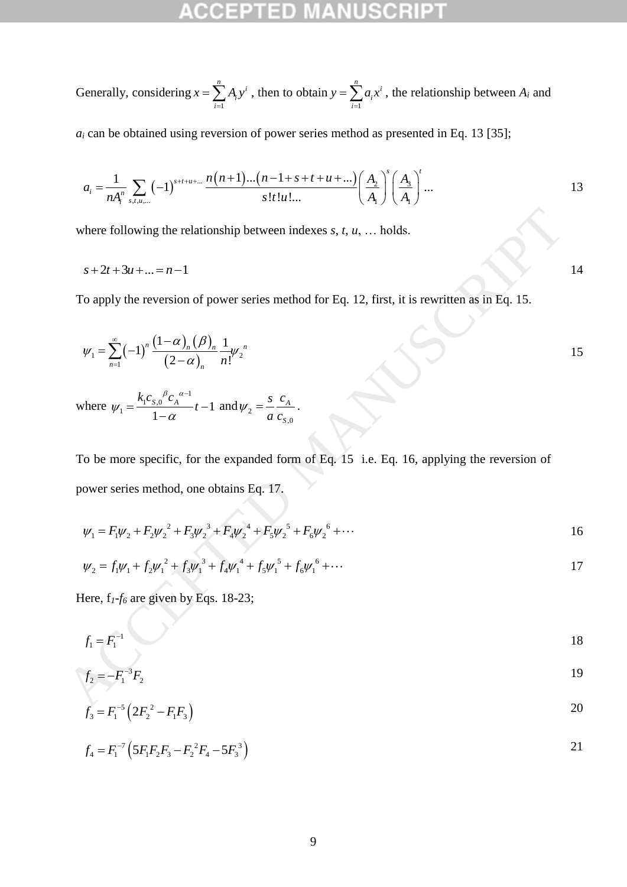Generally, considering $x = \sum_{i=1}^{n} A_i y^i$ , then to obtain $y = \sum_{i=1}^{n} a_i x^i$ , the relationship between $A_i$ and $a_i$ can be obtained using reversion of power series method as presented in Eq. 13 [35];

$$a_i = \frac{1}{nA_1^n} \sum_{s,t,u,...} (-1)^{s+t+u+...} \frac{n(n+1)...(n-1+s+t+u+...)}{s!t!u!...} \left(\frac{A_2}{A_1}\right)^s \left(\frac{A_3}{A_1}\right)^t ... \tag{13}$$

where following the relationship between indexes $s$, $t$, $u$, … holds.

$$s + 2t + 3u + ... = n - 1 \tag{14}$$

To apply the reversion of power series method for Eq. 12, first, it is rewritten as in Eq. 15.

$$\psi_1 = \sum_{n=1}^{\infty} (-1)^n \frac{(1-\alpha)_n (\beta)_n}{(2-\alpha)_n} \frac{1}{n!} \psi_2^{\,n} \tag{15}$$

where $\psi_1 = \dfrac{k_1 c_{S,0}{}^{\beta} c_A{}^{\alpha-1}}{1-\alpha} t - 1$ and $\psi_2 = \dfrac{s}{a} \dfrac{c_A}{c_{S,0}}$.

To be more specific, for the expanded form of Eq. 15 i.e. Eq. 16, applying the reversion of power series method, one obtains Eq. 17.

$$\psi_1 = F_1\psi_2 + F_2\psi_2^{\,2} + F_3\psi_2^{\,3} + F_4\psi_2^{\,4} + F_5\psi_2^{\,5} + F_6\psi_2^{\,6} + \cdots \tag{16}$$

$$\psi_2 = f_1\psi_1 + f_2\psi_1^{\,2} + f_3\psi_1^{\,3} + f_4\psi_1^{\,4} + f_5\psi_1^{\,5} + f_6\psi_1^{\,6} + \cdots \tag{17}$$

Here, $f_1$-$f_6$ are given by Eqs. 18-23;

$$f_1 = F_1^{-1} \tag{18}$$

$$f_2 = -F_1^{-3} F_2 \tag{19}$$

$$f_3 = F_1^{-5}\left(2F_2^{\,2} - F_1F_3\right) \tag{20}$$

$$f_4 = F_1^{-7}\left(5F_1F_2F_3 - F_2^{\,2}F_4 - 5F_3^{\,3}\right) \tag{21}$$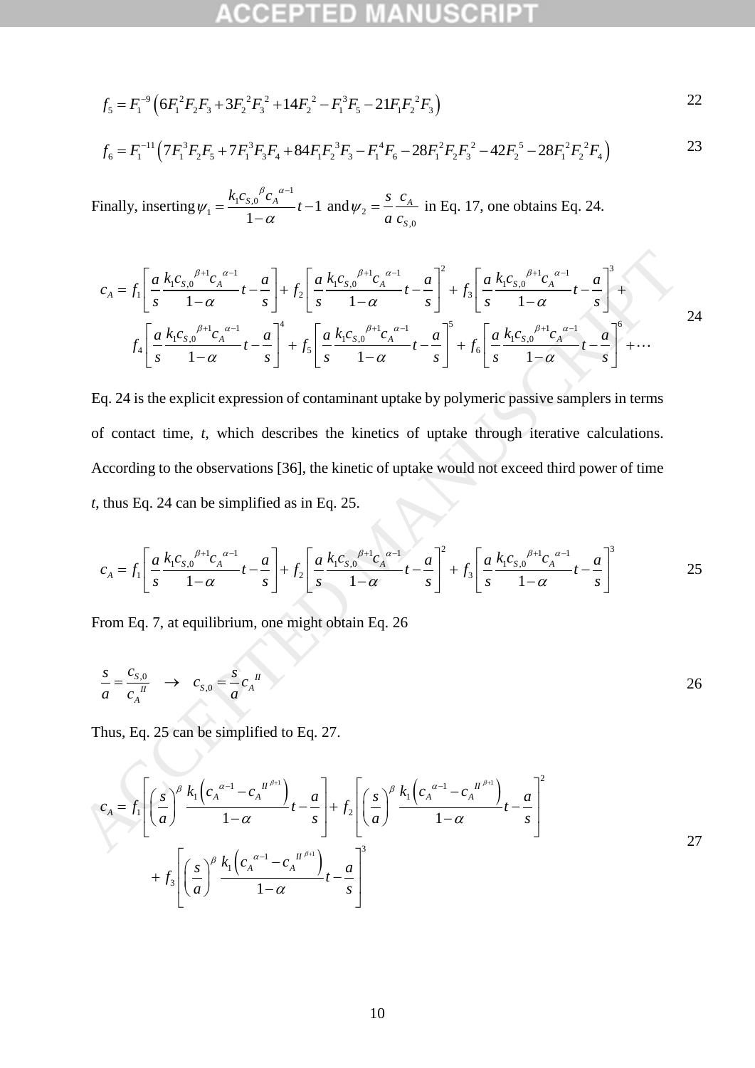$$f_5 = F_1^{-9}\left(6F_1^2F_2F_3 + 3F_2^2F_3^2 + 14F_2^2 - F_1^3F_5 - 21F_1F_2^2F_3\right) \tag{22}$$

$$f_6 = F_1^{-11}\left(7F_1^3F_2F_5 + 7F_1^3F_3F_4 + 84F_1F_2^3F_3 - F_1^4F_6 - 28F_1^2F_2F_3^2 - 42F_2^5 - 28F_1^2F_2^2F_4\right) \tag{23}$$

Finally, inserting $\psi_1 = \frac{k_1 c_{S,0}{}^{\beta} c_A{}^{\alpha-1}}{1-\alpha}t - 1$ and $\psi_2 = \frac{s}{a}\frac{c_A}{c_{S,0}}$ in Eq. 17, one obtains Eq. 24.

$$c_A = f_1\left[\frac{a}{s}\frac{k_1 c_{S,0}{}^{\beta+1} c_A{}^{\alpha-1}}{1-\alpha}t - \frac{a}{s}\right] + f_2\left[\frac{a}{s}\frac{k_1 c_{S,0}{}^{\beta+1} c_A{}^{\alpha-1}}{1-\alpha}t - \frac{a}{s}\right]^2 + f_3\left[\frac{a}{s}\frac{k_1 c_{S,0}{}^{\beta+1} c_A{}^{\alpha-1}}{1-\alpha}t - \frac{a}{s}\right]^3 + f_4\left[\frac{a}{s}\frac{k_1 c_{S,0}{}^{\beta+1} c_A{}^{\alpha-1}}{1-\alpha}t - \frac{a}{s}\right]^4 + f_5\left[\frac{a}{s}\frac{k_1 c_{S,0}{}^{\beta+1} c_A{}^{\alpha-1}}{1-\alpha}t - \frac{a}{s}\right]^5 + f_6\left[\frac{a}{s}\frac{k_1 c_{S,0}{}^{\beta+1} c_A{}^{\alpha-1}}{1-\alpha}t - \frac{a}{s}\right]^6 + \cdots \tag{24}$$

Eq. 24 is the explicit expression of contaminant uptake by polymeric passive samplers in terms of contact time, $t$, which describes the kinetics of uptake through iterative calculations. According to the observations [36], the kinetic of uptake would not exceed third power of time $t$, thus Eq. 24 can be simplified as in Eq. 25.

$$c_A = f_1\left[\frac{a}{s}\frac{k_1 c_{S,0}{}^{\beta+1} c_A{}^{\alpha-1}}{1-\alpha}t - \frac{a}{s}\right] + f_2\left[\frac{a}{s}\frac{k_1 c_{S,0}{}^{\beta+1} c_A{}^{\alpha-1}}{1-\alpha}t - \frac{a}{s}\right]^2 + f_3\left[\frac{a}{s}\frac{k_1 c_{S,0}{}^{\beta+1} c_A{}^{\alpha-1}}{1-\alpha}t - \frac{a}{s}\right]^3 \tag{25}$$

From Eq. 7, at equilibrium, one might obtain Eq. 26

$$\frac{s}{a} = \frac{c_{S,0}}{c_A{}^{II}} \quad \rightarrow \quad c_{S,0} = \frac{s}{a}c_A{}^{II} \tag{26}$$

Thus, Eq. 25 can be simplified to Eq. 27.

$$c_A = f_1\left[\left(\frac{s}{a}\right)^{\beta}\frac{k_1\left(c_A{}^{\alpha-1} - c_A{}^{II^{\beta+1}}\right)}{1-\alpha}t - \frac{a}{s}\right] + f_2\left[\left(\frac{s}{a}\right)^{\beta}\frac{k_1\left(c_A{}^{\alpha-1} - c_A{}^{II^{\beta+1}}\right)}{1-\alpha}t - \frac{a}{s}\right]^2 + f_3\left[\left(\frac{s}{a}\right)^{\beta}\frac{k_1\left(c_A{}^{\alpha-1} - c_A{}^{II^{\beta+1}}\right)}{1-\alpha}t - \frac{a}{s}\right]^3 \tag{27}$$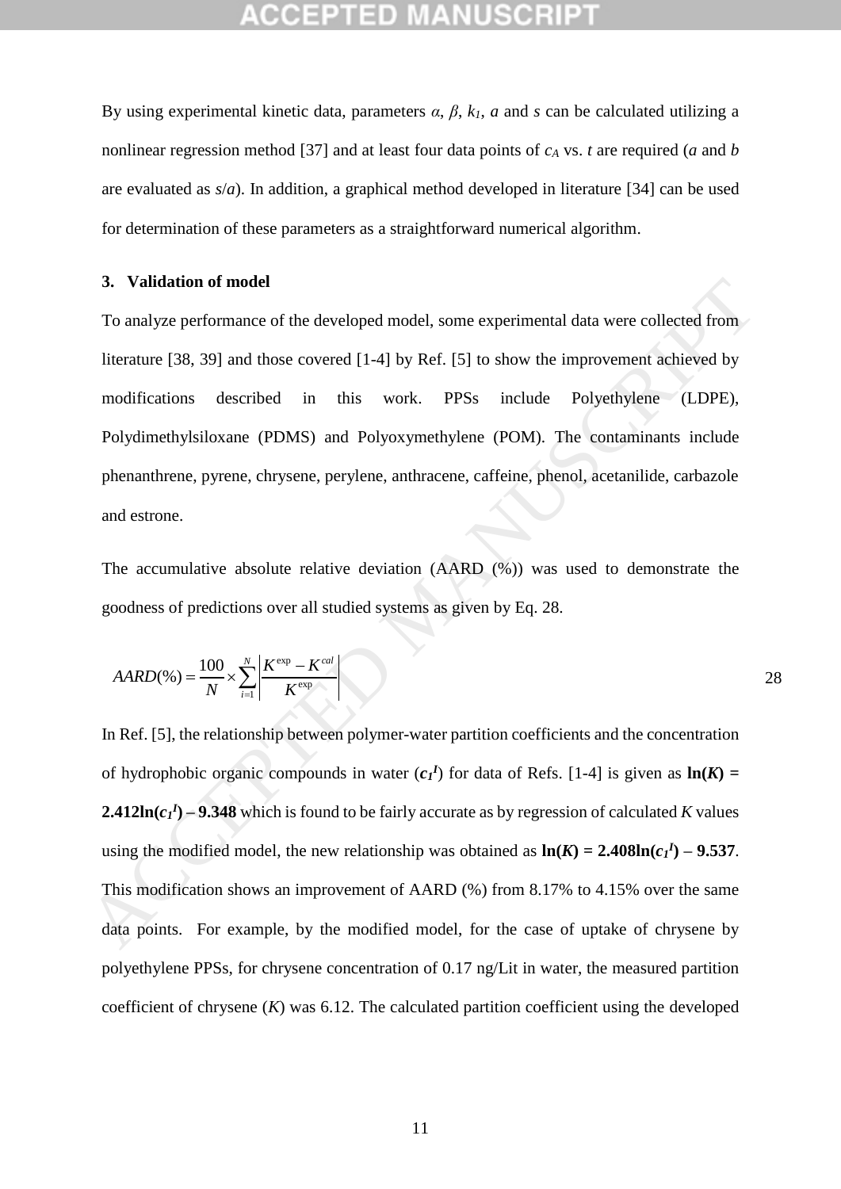By using experimental kinetic data, parameters $\alpha$, $\beta$, $k_1$, $a$ and $s$ can be calculated utilizing a nonlinear regression method [37] and at least four data points of $c_A$ vs. $t$ are required ($a$ and $b$ are evaluated as $s/a$). In addition, a graphical method developed in literature [34] can be used for determination of these parameters as a straightforward numerical algorithm.

### 3. Validation of model

To analyze performance of the developed model, some experimental data were collected from literature [38, 39] and those covered [1-4] by Ref. [5] to show the improvement achieved by modifications described in this work. PPSs include Polyethylene (LDPE), Polydimethylsiloxane (PDMS) and Polyoxymethylene (POM). The contaminants include phenanthrene, pyrene, chrysene, perylene, anthracene, caffeine, phenol, acetanilide, carbazole and estrone.

The accumulative absolute relative deviation (AARD (%)) was used to demonstrate the goodness of predictions over all studied systems as given by Eq. 28.

$$AARD(\%) = \frac{100}{N} \times \sum_{i=1}^{N} \left| \frac{K^{\exp} - K^{cal}}{K^{\exp}} \right| \tag{28}$$

In Ref. [5], the relationship between polymer-water partition coefficients and the concentration of hydrophobic organic compounds in water ($c_1^I$) for data of Refs. [1-4] is given as $\mathbf{ln(}K\mathbf{) = 2.412ln(}c_1^I\mathbf{) – 9.348}$ which is found to be fairly accurate as by regression of calculated $K$ values using the modified model, the new relationship was obtained as $\mathbf{ln(}K\mathbf{) = 2.408ln(}c_1^I\mathbf{) – 9.537}$. This modification shows an improvement of AARD (%) from 8.17% to 4.15% over the same data points. For example, by the modified model, for the case of uptake of chrysene by polyethylene PPSs, for chrysene concentration of 0.17 ng/Lit in water, the measured partition coefficient of chrysene ($K$) was 6.12. The calculated partition coefficient using the developed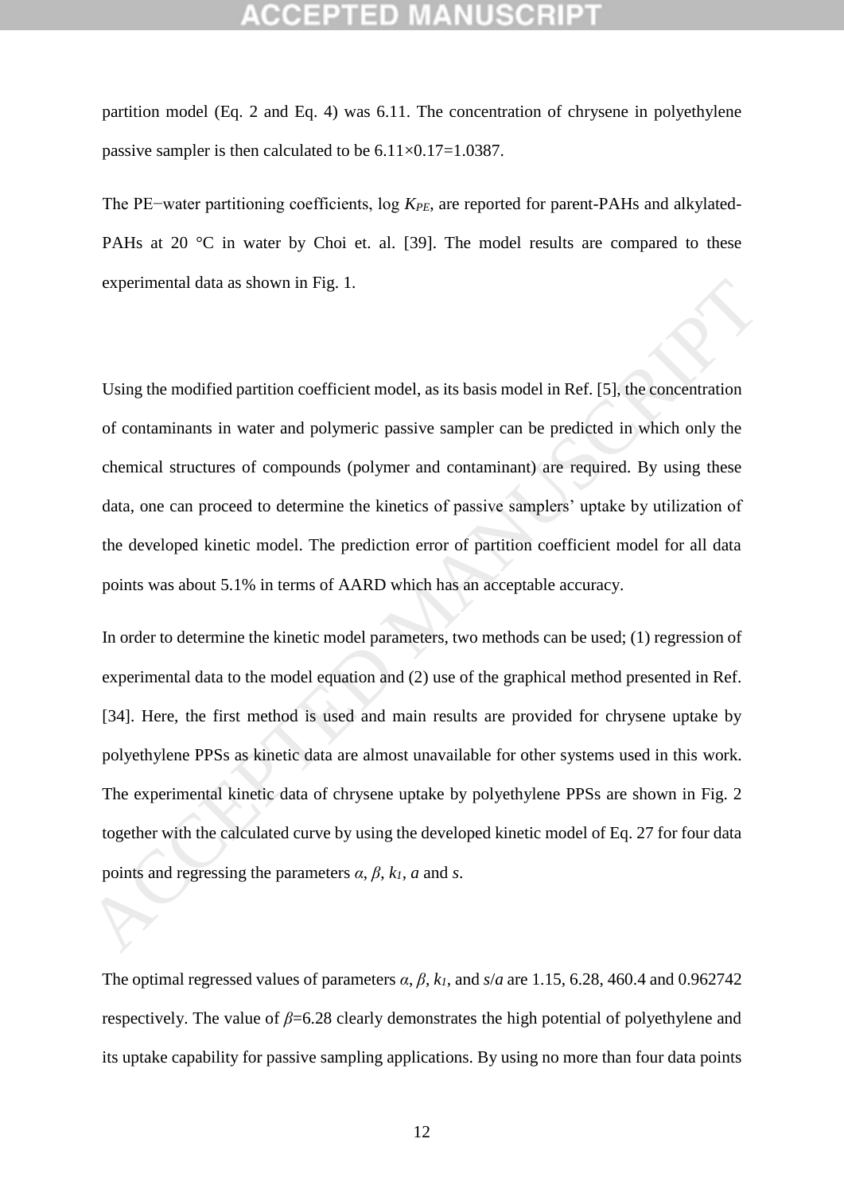partition model (Eq. 2 and Eq. 4) was 6.11. The concentration of chrysene in polyethylene passive sampler is then calculated to be 6.11×0.17=1.0387.

The PE−water partitioning coefficients, log $K_{PE}$, are reported for parent-PAHs and alkylated-PAHs at 20 °C in water by Choi et. al. [39]. The model results are compared to these experimental data as shown in Fig. 1.

Using the modified partition coefficient model, as its basis model in Ref. [5], the concentration of contaminants in water and polymeric passive sampler can be predicted in which only the chemical structures of compounds (polymer and contaminant) are required. By using these data, one can proceed to determine the kinetics of passive samplers' uptake by utilization of the developed kinetic model. The prediction error of partition coefficient model for all data points was about 5.1% in terms of AARD which has an acceptable accuracy.

In order to determine the kinetic model parameters, two methods can be used; (1) regression of experimental data to the model equation and (2) use of the graphical method presented in Ref. [34]. Here, the first method is used and main results are provided for chrysene uptake by polyethylene PPSs as kinetic data are almost unavailable for other systems used in this work. The experimental kinetic data of chrysene uptake by polyethylene PPSs are shown in Fig. 2 together with the calculated curve by using the developed kinetic model of Eq. 27 for four data points and regressing the parameters $\alpha$, $\beta$, $k_1$, $a$ and $s$.

The optimal regressed values of parameters $\alpha$, $\beta$, $k_1$, and $s/a$ are 1.15, 6.28, 460.4 and 0.962742 respectively. The value of $\beta$=6.28 clearly demonstrates the high potential of polyethylene and its uptake capability for passive sampling applications. By using no more than four data points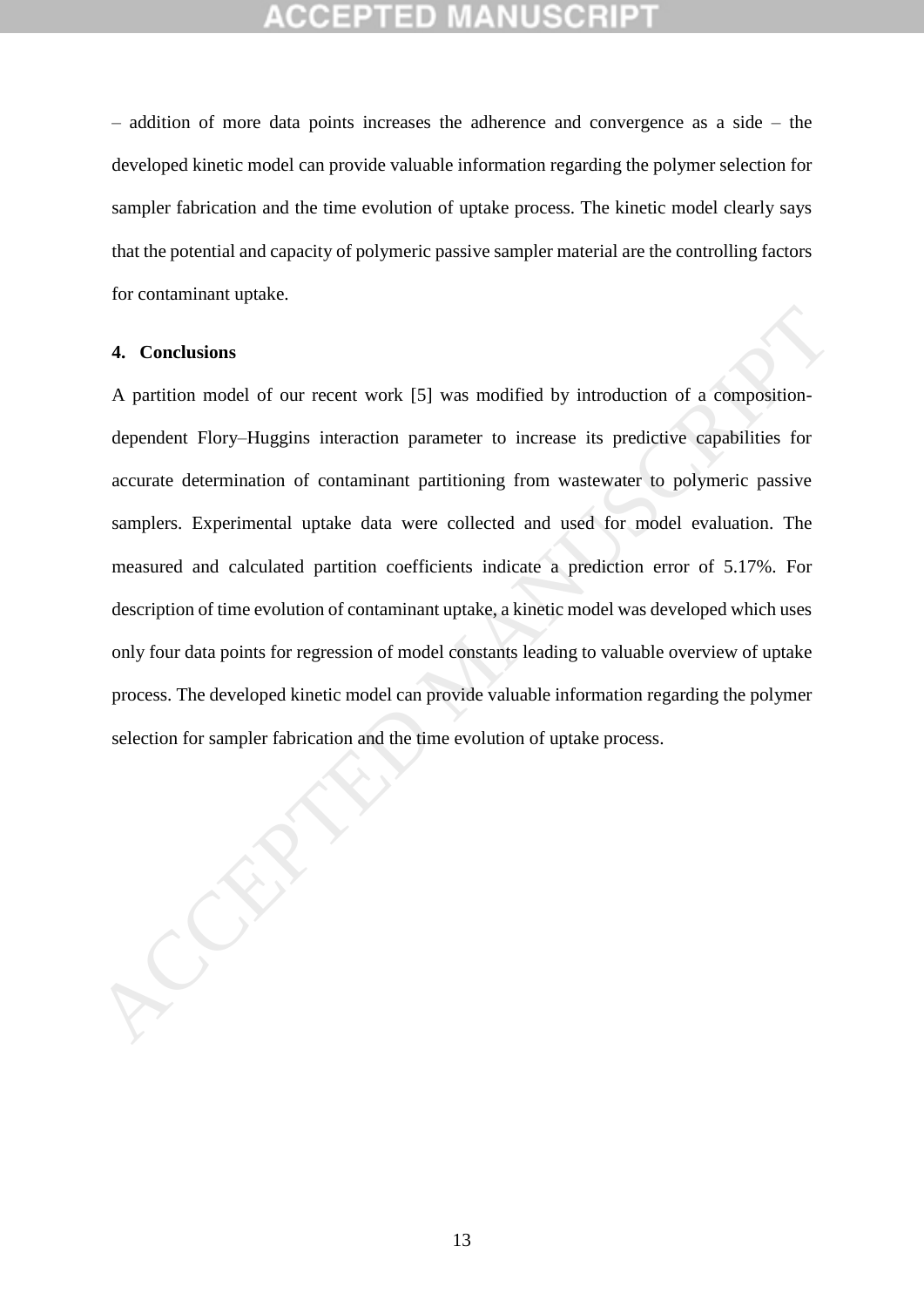– addition of more data points increases the adherence and convergence as a side – the developed kinetic model can provide valuable information regarding the polymer selection for sampler fabrication and the time evolution of uptake process. The kinetic model clearly says that the potential and capacity of polymeric passive sampler material are the controlling factors for contaminant uptake.

## 4. Conclusions

A partition model of our recent work [5] was modified by introduction of a composition-dependent Flory–Huggins interaction parameter to increase its predictive capabilities for accurate determination of contaminant partitioning from wastewater to polymeric passive samplers. Experimental uptake data were collected and used for model evaluation. The measured and calculated partition coefficients indicate a prediction error of 5.17%. For description of time evolution of contaminant uptake, a kinetic model was developed which uses only four data points for regression of model constants leading to valuable overview of uptake process. The developed kinetic model can provide valuable information regarding the polymer selection for sampler fabrication and the time evolution of uptake process.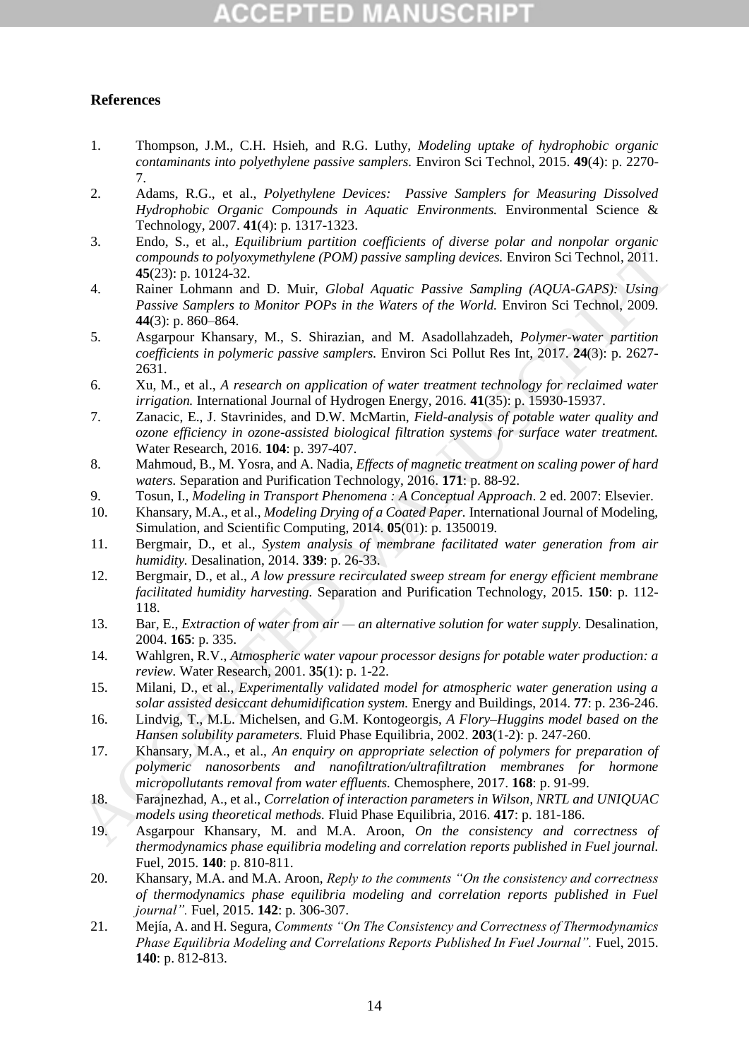## References

1. Thompson, J.M., C.H. Hsieh, and R.G. Luthy, *Modeling uptake of hydrophobic organic contaminants into polyethylene passive samplers.* Environ Sci Technol, 2015. **49**(4): p. 2270-7.
2. Adams, R.G., et al., *Polyethylene Devices: Passive Samplers for Measuring Dissolved Hydrophobic Organic Compounds in Aquatic Environments.* Environmental Science & Technology, 2007. **41**(4): p. 1317-1323.
3. Endo, S., et al., *Equilibrium partition coefficients of diverse polar and nonpolar organic compounds to polyoxymethylene (POM) passive sampling devices.* Environ Sci Technol, 2011. **45**(23): p. 10124-32.
4. Rainer Lohmann and D. Muir, *Global Aquatic Passive Sampling (AQUA-GAPS): Using Passive Samplers to Monitor POPs in the Waters of the World.* Environ Sci Technol, 2009. **44**(3): p. 860–864.
5. Asgarpour Khansary, M., S. Shirazian, and M. Asadollahzadeh, *Polymer-water partition coefficients in polymeric passive samplers.* Environ Sci Pollut Res Int, 2017. **24**(3): p. 2627-2631.
6. Xu, M., et al., *A research on application of water treatment technology for reclaimed water irrigation.* International Journal of Hydrogen Energy, 2016. **41**(35): p. 15930-15937.
7. Zanacic, E., J. Stavrinides, and D.W. McMartin, *Field-analysis of potable water quality and ozone efficiency in ozone-assisted biological filtration systems for surface water treatment.* Water Research, 2016. **104**: p. 397-407.
8. Mahmoud, B., M. Yosra, and A. Nadia, *Effects of magnetic treatment on scaling power of hard waters.* Separation and Purification Technology, 2016. **171**: p. 88-92.
9. Tosun, I., *Modeling in Transport Phenomena : A Conceptual Approach*. 2 ed. 2007: Elsevier.
10. Khansary, M.A., et al., *Modeling Drying of a Coated Paper.* International Journal of Modeling, Simulation, and Scientific Computing, 2014. **05**(01): p. 1350019.
11. Bergmair, D., et al., *System analysis of membrane facilitated water generation from air humidity.* Desalination, 2014. **339**: p. 26-33.
12. Bergmair, D., et al., *A low pressure recirculated sweep stream for energy efficient membrane facilitated humidity harvesting.* Separation and Purification Technology, 2015. **150**: p. 112-118.
13. Bar, E., *Extraction of water from air — an alternative solution for water supply.* Desalination, 2004. **165**: p. 335.
14. Wahlgren, R.V., *Atmospheric water vapour processor designs for potable water production: a review.* Water Research, 2001. **35**(1): p. 1-22.
15. Milani, D., et al., *Experimentally validated model for atmospheric water generation using a solar assisted desiccant dehumidification system.* Energy and Buildings, 2014. **77**: p. 236-246.
16. Lindvig, T., M.L. Michelsen, and G.M. Kontogeorgis, *A Flory–Huggins model based on the Hansen solubility parameters.* Fluid Phase Equilibria, 2002. **203**(1-2): p. 247-260.
17. Khansary, M.A., et al., *An enquiry on appropriate selection of polymers for preparation of polymeric nanosorbents and nanofiltration/ultrafiltration membranes for hormone micropollutants removal from water effluents.* Chemosphere, 2017. **168**: p. 91-99.
18. Farajnezhad, A., et al., *Correlation of interaction parameters in Wilson, NRTL and UNIQUAC models using theoretical methods.* Fluid Phase Equilibria, 2016. **417**: p. 181-186.
19. Asgarpour Khansary, M. and M.A. Aroon, *On the consistency and correctness of thermodynamics phase equilibria modeling and correlation reports published in Fuel journal.* Fuel, 2015. **140**: p. 810-811.
20. Khansary, M.A. and M.A. Aroon, *Reply to the comments "On the consistency and correctness of thermodynamics phase equilibria modeling and correlation reports published in Fuel journal".* Fuel, 2015. **142**: p. 306-307.
21. Mejía, A. and H. Segura, *Comments "On The Consistency and Correctness of Thermodynamics Phase Equilibria Modeling and Correlations Reports Published In Fuel Journal".* Fuel, 2015. **140**: p. 812-813.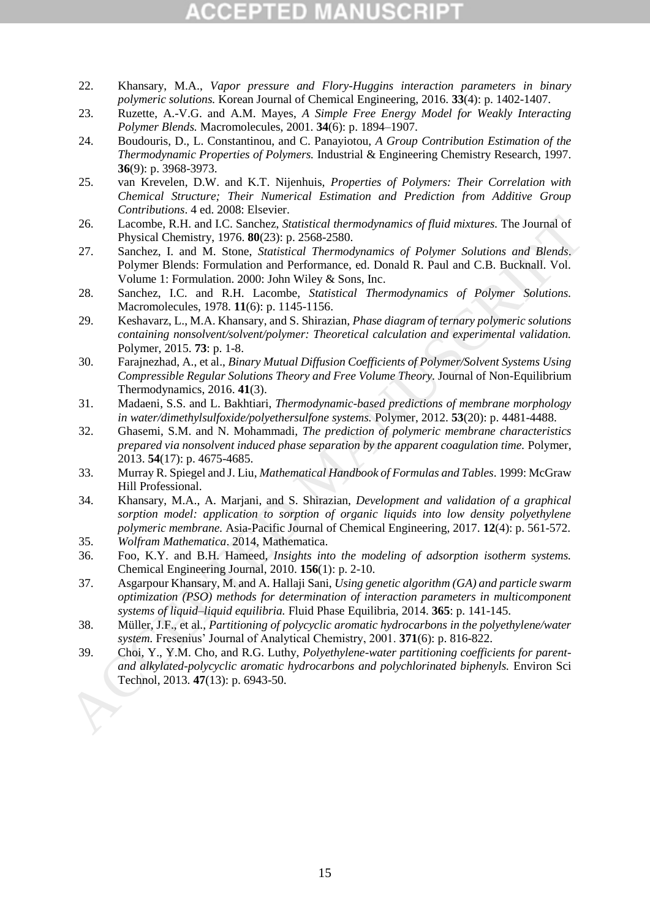22. Khansary, M.A., *Vapor pressure and Flory-Huggins interaction parameters in binary polymeric solutions.* Korean Journal of Chemical Engineering, 2016. **33**(4): p. 1402-1407.
23. Ruzette, A.-V.G. and A.M. Mayes, *A Simple Free Energy Model for Weakly Interacting Polymer Blends.* Macromolecules, 2001. **34**(6): p. 1894–1907.
24. Boudouris, D., L. Constantinou, and C. Panayiotou, *A Group Contribution Estimation of the Thermodynamic Properties of Polymers.* Industrial & Engineering Chemistry Research, 1997. **36**(9): p. 3968-3973.
25. van Krevelen, D.W. and K.T. Nijenhuis, *Properties of Polymers: Their Correlation with Chemical Structure; Their Numerical Estimation and Prediction from Additive Group Contributions*. 4 ed. 2008: Elsevier.
26. Lacombe, R.H. and I.C. Sanchez, *Statistical thermodynamics of fluid mixtures.* The Journal of Physical Chemistry, 1976. **80**(23): p. 2568-2580.
27. Sanchez, I. and M. Stone, *Statistical Thermodynamics of Polymer Solutions and Blends*. Polymer Blends: Formulation and Performance, ed. Donald R. Paul and C.B. Bucknall. Vol. Volume 1: Formulation. 2000: John Wiley & Sons, Inc.
28. Sanchez, I.C. and R.H. Lacombe, *Statistical Thermodynamics of Polymer Solutions.* Macromolecules, 1978. **11**(6): p. 1145-1156.
29. Keshavarz, L., M.A. Khansary, and S. Shirazian, *Phase diagram of ternary polymeric solutions containing nonsolvent/solvent/polymer: Theoretical calculation and experimental validation.* Polymer, 2015. **73**: p. 1-8.
30. Farajnezhad, A., et al., *Binary Mutual Diffusion Coefficients of Polymer/Solvent Systems Using Compressible Regular Solutions Theory and Free Volume Theory.* Journal of Non-Equilibrium Thermodynamics, 2016. **41**(3).
31. Madaeni, S.S. and L. Bakhtiari, *Thermodynamic-based predictions of membrane morphology in water/dimethylsulfoxide/polyethersulfone systems.* Polymer, 2012. **53**(20): p. 4481-4488.
32. Ghasemi, S.M. and N. Mohammadi, *The prediction of polymeric membrane characteristics prepared via nonsolvent induced phase separation by the apparent coagulation time.* Polymer, 2013. **54**(17): p. 4675-4685.
33. Murray R. Spiegel and J. Liu, *Mathematical Handbook of Formulas and Tables*. 1999: McGraw Hill Professional.
34. Khansary, M.A., A. Marjani, and S. Shirazian, *Development and validation of a graphical sorption model: application to sorption of organic liquids into low density polyethylene polymeric membrane.* Asia-Pacific Journal of Chemical Engineering, 2017. **12**(4): p. 561-572.
35. *Wolfram Mathematica*. 2014, Mathematica.
36. Foo, K.Y. and B.H. Hameed, *Insights into the modeling of adsorption isotherm systems.* Chemical Engineering Journal, 2010. **156**(1): p. 2-10.
37. Asgarpour Khansary, M. and A. Hallaji Sani, *Using genetic algorithm (GA) and particle swarm optimization (PSO) methods for determination of interaction parameters in multicomponent systems of liquid–liquid equilibria.* Fluid Phase Equilibria, 2014. **365**: p. 141-145.
38. Müller, J.F., et al., *Partitioning of polycyclic aromatic hydrocarbons in the polyethylene/water system.* Fresenius' Journal of Analytical Chemistry, 2001. **371**(6): p. 816-822.
39. Choi, Y., Y.M. Cho, and R.G. Luthy, *Polyethylene-water partitioning coefficients for parent- and alkylated-polycyclic aromatic hydrocarbons and polychlorinated biphenyls.* Environ Sci Technol, 2013. **47**(13): p. 6943-50.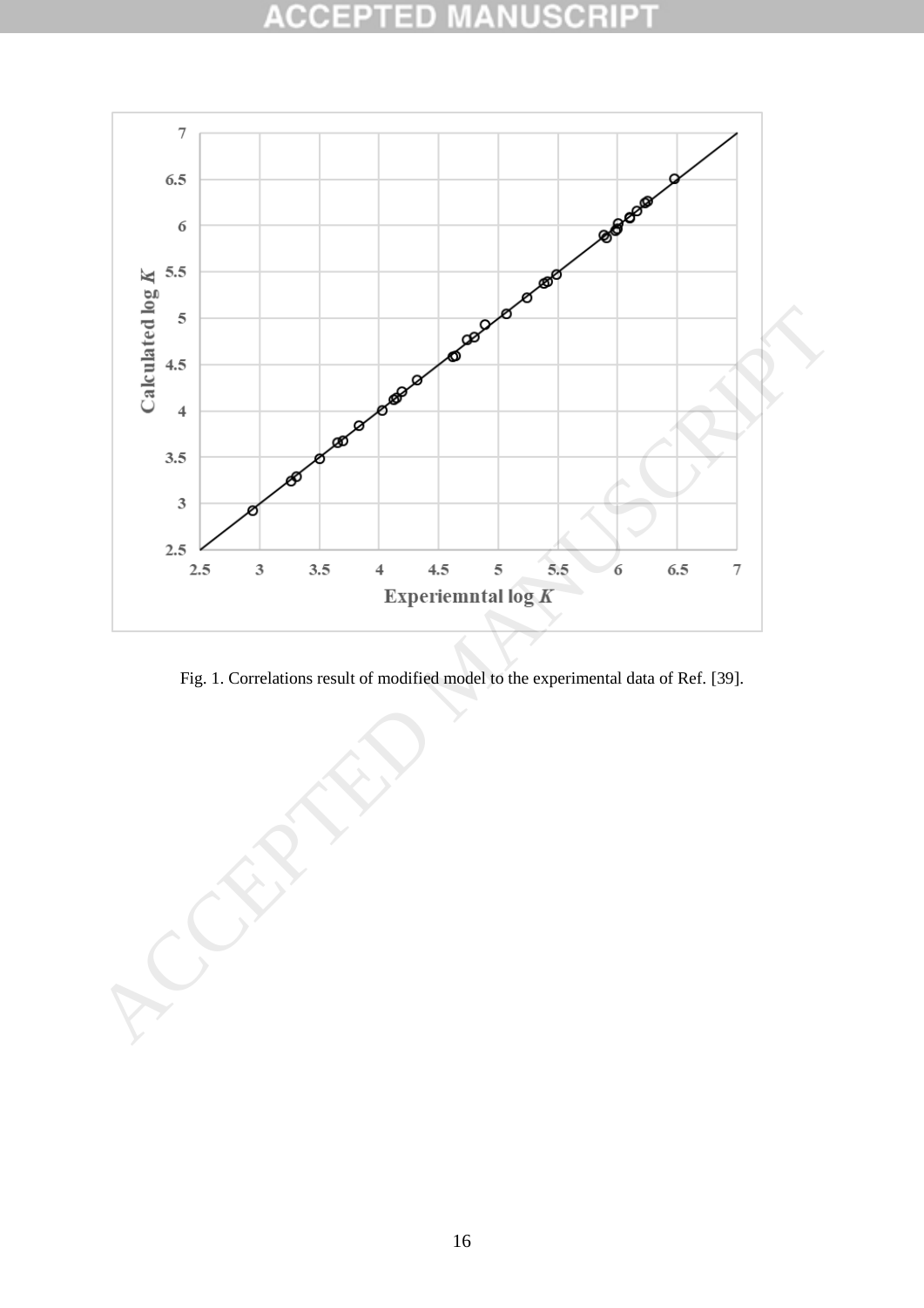Fig. 1. Correlations result of modified model to the experimental data of Ref. [39].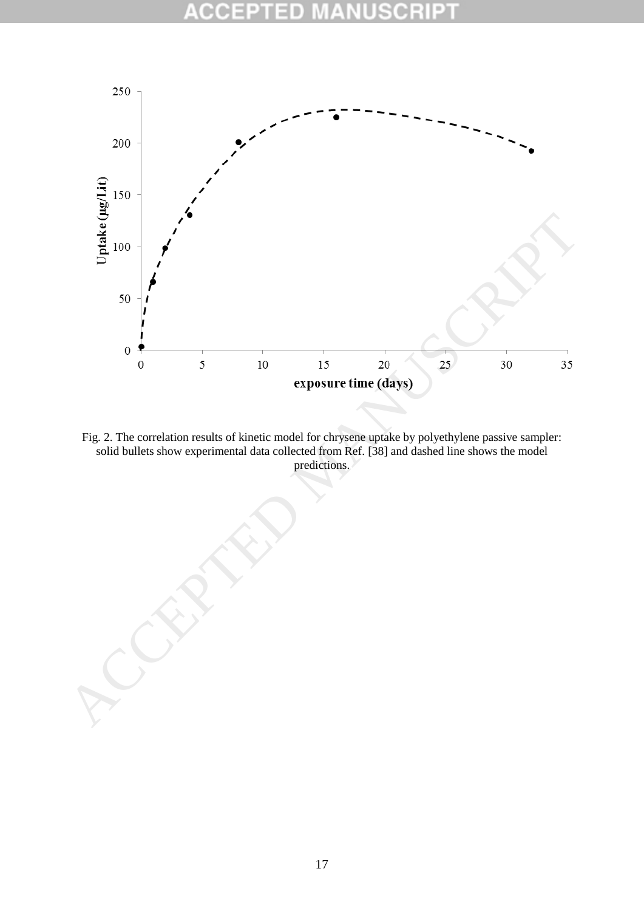250

200

150

100

50

0

Uptake (μg/Lit)

0

5

10

15

20

25

30

35

exposure time (days)

Fig. 2. The correlation results of kinetic model for chrysene uptake by polyethylene passive sampler: solid bullets show experimental data collected from Ref. [38] and dashed line shows the model predictions.